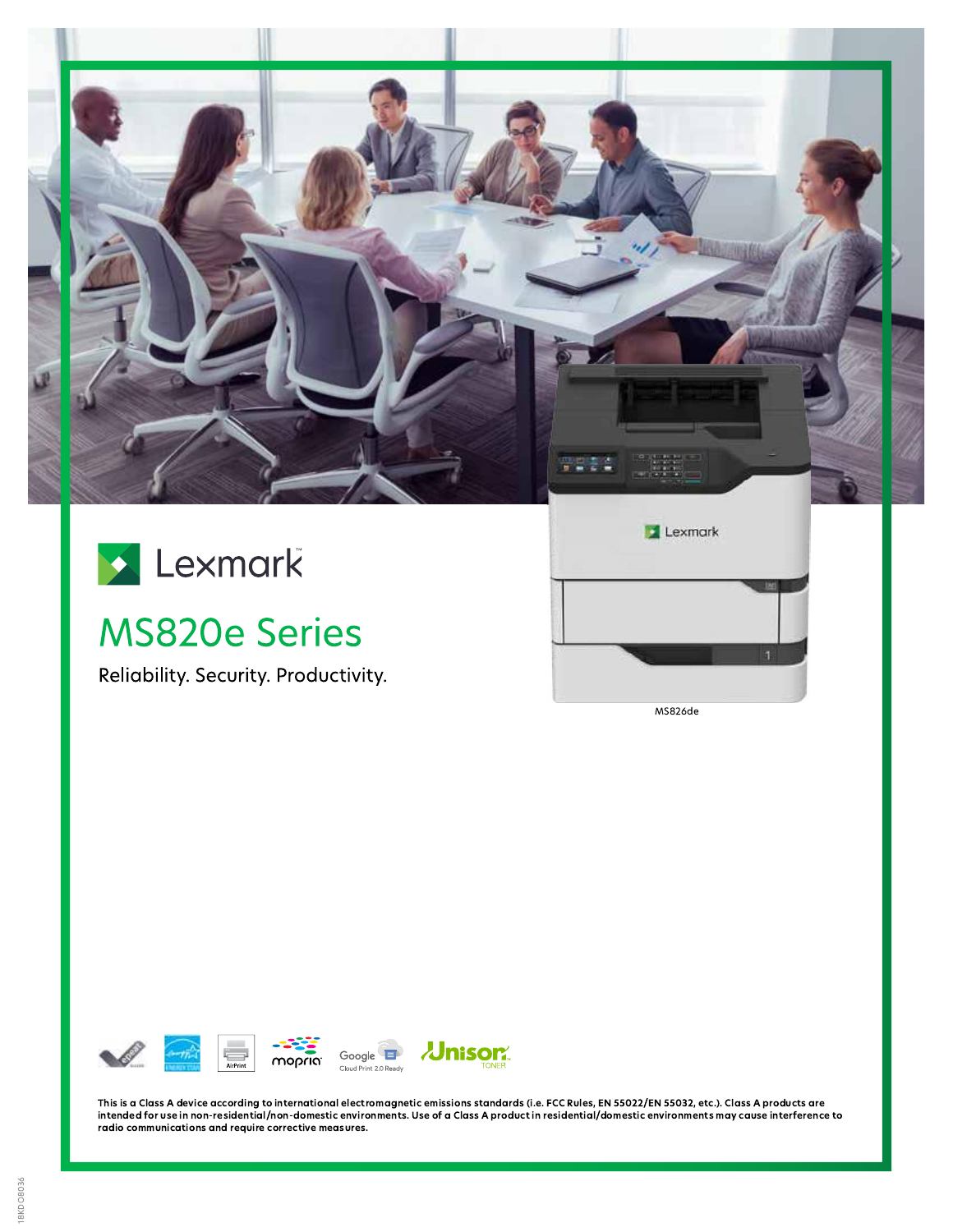Lexmark

# MS820e Series

Reliability. Security. Productivity.

MS826de

This is a Class A device according to international electromagnetic emissions standards (i.e. FCC Rules, EN 55022/EN 55032, etc.). Class A products are intended for use in non-residential/non-domestic environments. Use of a Class A product in residential/domestic environments may cause interference to radio communications and require corrective measures.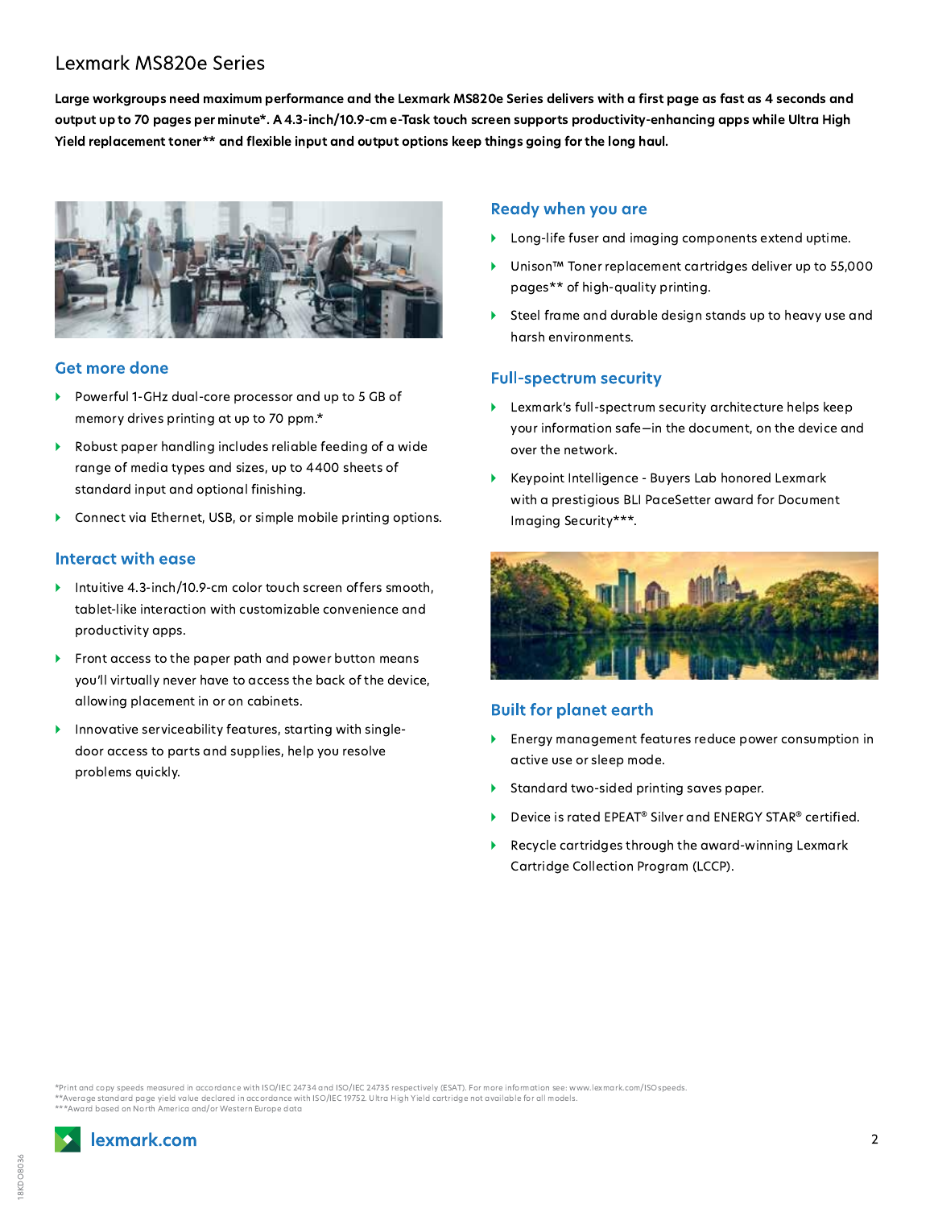# Lexmark MS820e Series

**Large workgroups need maximum performance and the Lexmark MS820e Series delivers with a first page as fast as 4 seconds and output up to 70 pages per minute*. A 4.3-inch/10.9-cm e-Task touch screen supports productivity-enhancing apps while Ultra High Yield replacement toner** and flexible input and output options keep things going for the long haul.**

## Get more done

- Powerful 1-GHz dual-core processor and up to 5 GB of memory drives printing at up to 70 ppm.*
- Robust paper handling includes reliable feeding of a wide range of media types and sizes, up to 4400 sheets of standard input and optional finishing.
- Connect via Ethernet, USB, or simple mobile printing options.

## Interact with ease

- Intuitive 4.3-inch/10.9-cm color touch screen offers smooth, tablet-like interaction with customizable convenience and productivity apps.
- Front access to the paper path and power button means you'll virtually never have to access the back of the device, allowing placement in or on cabinets.
- Innovative serviceability features, starting with single-door access to parts and supplies, help you resolve problems quickly.

## Ready when you are

- Long-life fuser and imaging components extend uptime.
- Unison™ Toner replacement cartridges deliver up to 55,000 pages** of high-quality printing.
- Steel frame and durable design stands up to heavy use and harsh environments.

## Full-spectrum security

- Lexmark's full-spectrum security architecture helps keep your information safe—in the document, on the device and over the network.
- Keypoint Intelligence - Buyers Lab honored Lexmark with a prestigious BLI PaceSetter award for Document Imaging Security***.

## Built for planet earth

- Energy management features reduce power consumption in active use or sleep mode.
- Standard two-sided printing saves paper.
- Device is rated EPEAT® Silver and ENERGY STAR® certified.
- Recycle cartridges through the award-winning Lexmark Cartridge Collection Program (LCCP).

*Print and copy speeds measured in accordance with ISO/IEC 24734 and ISO/IEC 24735 respectively (ESAT). For more information see: www.lexmark.com/ISOspeeds.
**Average standard page yield value declared in accordance with ISO/IEC 19752. Ultra High Yield cartridge not available for all models.
***Award based on North America and/or Western Europe data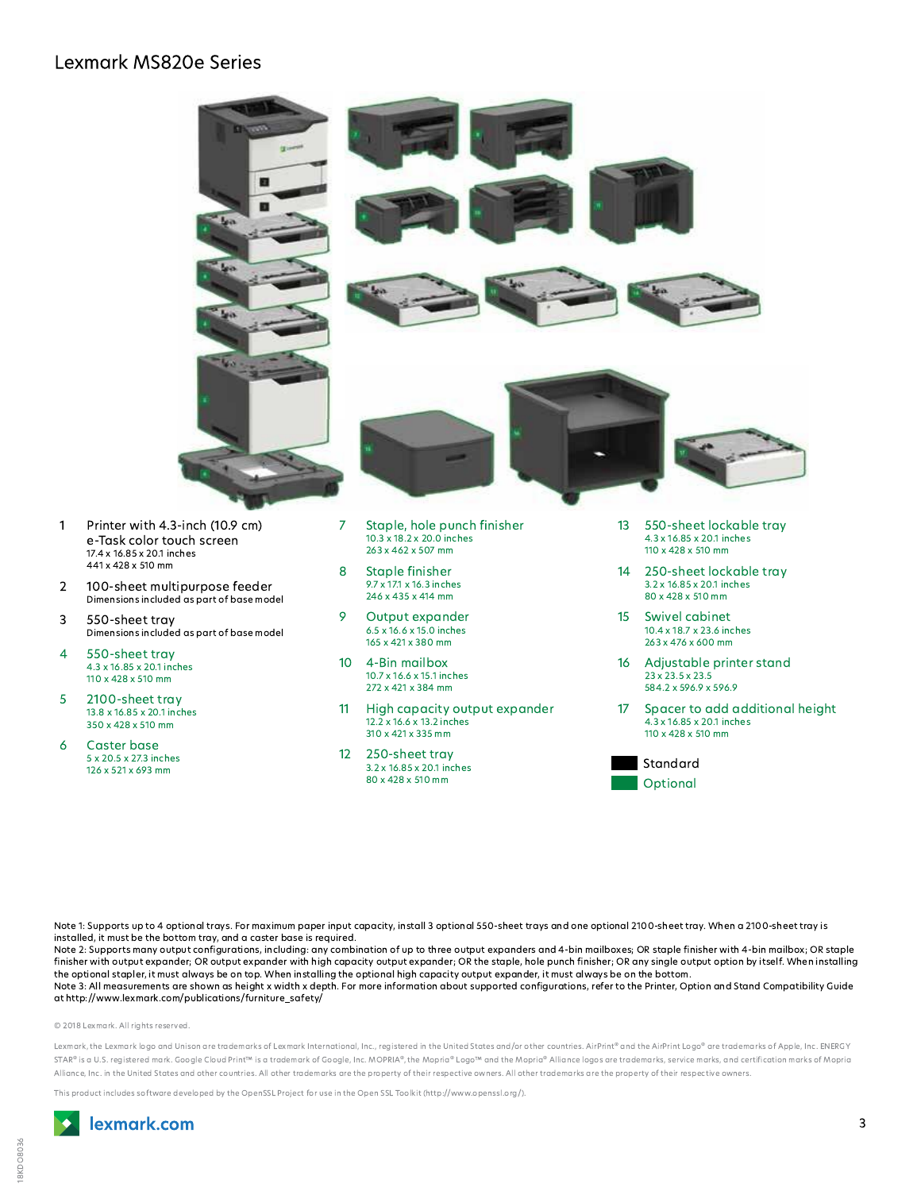# Lexmark MS820e Series

1. **Printer with 4.3-inch (10.9 cm) e-Task color touch screen**
   17.4 x 16.85 x 20.1 inches
   441 x 428 x 510 mm
2. **100-sheet multipurpose feeder**
   Dimensions included as part of base model
3. **550-sheet tray**
   Dimensions included as part of base model
4. **550-sheet tray**
   4.3 x 16.85 x 20.1 inches
   110 x 428 x 510 mm
5. **2100-sheet tray**
   13.8 x 16.85 x 20.1 inches
   350 x 428 x 510 mm
6. **Caster base**
   5 x 20.5 x 27.3 inches
   126 x 521 x 693 mm
7. **Staple, hole punch finisher**
   10.3 x 18.2 x 20.0 inches
   263 x 462 x 507 mm
8. **Staple finisher**
   9.7 x 17.1 x 16.3 inches
   246 x 435 x 414 mm
9. **Output expander**
   6.5 x 16.6 x 15.0 inches
   165 x 421 x 380 mm
10. **4-Bin mailbox**
    10.7 x 16.6 x 15.1 inches
    272 x 421 x 384 mm
11. **High capacity output expander**
    12.2 x 16.6 x 13.2 inches
    310 x 421 x 335 mm
12. **250-sheet tray**
    3.2 x 16.85 x 20.1 inches
    80 x 428 x 510 mm
13. **550-sheet lockable tray**
    4.3 x 16.85 x 20.1 inches
    110 x 428 x 510 mm
14. **250-sheet lockable tray**
    3.2 x 16.85 x 20.1 inches
    80 x 428 x 510 mm
15. **Swivel cabinet**
    10.4 x 18.7 x 23.6 inches
    263 x 476 x 600 mm
16. **Adjustable printer stand**
    23 x 23.5 x 23.5
    584.2 x 596.9 x 596.9
17. **Spacer to add additional height**
    4.3 x 16.85 x 20.1 inches
    110 x 428 x 510 mm

Standard
Optional

Note 1: Supports up to 4 optional trays. For maximum paper input capacity, install 3 optional 550-sheet trays and one optional 2100-sheet tray. When a 2100-sheet tray is installed, it must be the bottom tray, and a caster base is required.
Note 2: Supports many output configurations, including: any combination of up to three output expanders and 4-bin mailboxes; OR staple finisher with 4-bin mailbox; OR staple finisher with output expander; OR output expander with high capacity output expander; OR the staple, hole punch finisher; OR any single output option by itself. When installing the optional stapler, it must always be on top. When installing the optional high capacity output expander, it must always be on the bottom.
Note 3: All measurements are shown as height x width x depth. For more information about supported configurations, refer to the Printer, Option and Stand Compatibility Guide at http://www.lexmark.com/publications/furniture_safety/

© 2018 Lexmark. All rights reserved.

Lexmark, the Lexmark logo and Unison are trademarks of Lexmark International, Inc., registered in the United States and/or other countries. AirPrint® and the AirPrint Logo® are trademarks of Apple, Inc. ENERGY STAR® is a U.S. registered mark. Google Cloud Print™ is a trademark of Google, Inc. MOPRIA®, the Mopria® Logo™ and the Mopria® Alliance logos are trademarks, service marks, and certification marks of Mopria Alliance, Inc. in the United States and other countries. All other trademarks are the property of their respective owners. All other trademarks are the property of their respective owners.

This product includes software developed by the OpenSSL Project for use in the Open SSL Toolkit (http://www.openssl.org/).

lexmark.com

18KDO8036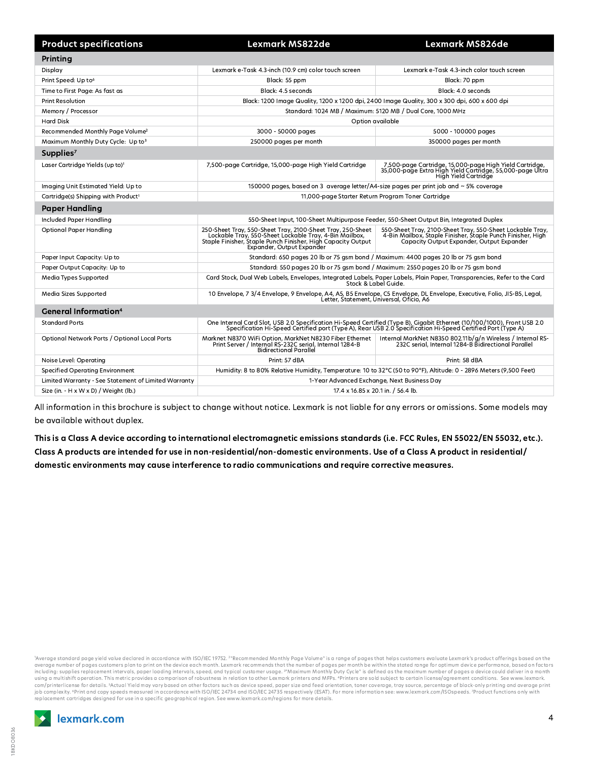| Product specifications | Lexmark MS822de | Lexmark MS826de |
|---|---|---|
| **Printing** | | |
| Display | Lexmark e-Task 4.3-inch (10.9 cm) color touch screen | Lexmark e-Task 4.3-inch color touch screen |
| Print Speed: Up to[6] | Black: 55 ppm | Black: 70 ppm |
| Time to First Page: As fast as | Black: 4.5 seconds | Black: 4.0 seconds |
| Print Resolution | Black: 1200 Image Quality, 1200 x 1200 dpi, 2400 Image Quality, 300 x 300 dpi, 600 x 600 dpi | |
| Memory / Processor | Standard: 1024 MB / Maximum: 5120 MB / Dual Core, 1000 MHz | |
| Hard Disk | Option available | |
| Recommended Monthly Page Volume[2] | 3000 - 50000 pages | 5000 - 100000 pages |
| Maximum Monthly Duty Cycle: Up to[3] | 250000 pages per month | 350000 pages per month |
| **Supplies[7]** | | |
| Laser Cartridge Yields (up to)[1] | 7,500-page Cartridge, 15,000-page High Yield Cartridge | 7,500-page Cartridge, 15,000-page High Yield Cartridge, 35,000-page Extra High Yield Cartridge, 55,000-page Ultra High Yield Cartridge |
| Imaging Unit Estimated Yield: Up to | 150000 pages, based on 3 average letter/A4-size pages per print job and ~ 5% coverage | |
| Cartridge(s) Shipping with Product[1] | 11,000-page Starter Return Program Toner Cartridge | |
| **Paper Handling** | | |
| Included Paper Handling | 550-Sheet Input, 100-Sheet Multipurpose Feeder, 550-Sheet Output Bin, Integrated Duplex | |
| Optional Paper Handling | 250-Sheet Tray, 550-Sheet Tray, 2100-Sheet Tray, 250-Sheet Lockable Tray, 550-Sheet Lockable Tray, 4-Bin Mailbox, Staple Finisher, Staple Punch Finisher, High Capacity Output Expander, Output Expander | 550-Sheet Tray, 2100-Sheet Tray, 550-Sheet Lockable Tray, 4-Bin Mailbox, Staple Finisher, Staple Punch Finisher, High Capacity Output Expander, Output Expander |
| Paper Input Capacity: Up to | Standard: 650 pages 20 lb or 75 gsm bond / Maximum: 4400 pages 20 lb or 75 gsm bond | |
| Paper Output Capacity: Up to | Standard: 550 pages 20 lb or 75 gsm bond / Maximum: 2550 pages 20 lb or 75 gsm bond | |
| Media Types Supported | Card Stock, Dual Web Labels, Envelopes, Integrated Labels, Paper Labels, Plain Paper, Transparencies, Refer to the Card Stock & Label Guide. | |
| Media Sizes Supported | 10 Envelope, 7 3/4 Envelope, 9 Envelope, A4, A5, B5 Envelope, C5 Envelope, DL Envelope, Executive, Folio, JIS-B5, Legal, Letter, Statement, Universal, Oficio, A6 | |
| **General Information[4]** | | |
| Standard Ports | One Internal Card Slot, USB 2.0 Specification Hi-Speed Certified (Type B), Gigabit Ethernet (10/100/1000), Front USB 2.0 Specification Hi-Speed Certified port (Type A), Rear USB 2.0 Specification Hi-Speed Certified Port (Type A) | |
| Optional Network Ports / Optional Local Ports | Marknet N8370 WiFi Option, MarkNet N8230 Fiber Ethernet Print Server / Internal RS-232C serial, Internal 1284-B Bidirectional Parallel | Internal MarkNet N8350 802.11b/g/n Wireless / Internal RS-232C serial, Internal 1284-B Bidirectional Parallel |
| Noise Level: Operating | Print: 57 dBA | Print: 58 dBA |
| Specified Operating Environment | Humidity: 8 to 80% Relative Humidity, Temperature: 10 to 32°C (50 to 90°F), Altitude: 0 - 2896 Meters (9,500 Feet) | |
| Limited Warranty - See Statement of Limited Warranty | 1-Year Advanced Exchange, Next Business Day | |
| Size (in. - H x W x D) / Weight (lb.) | 17.4 x 16.85 x 20.1 in. / 56.4 lb. | |

All information in this brochure is subject to change without notice. Lexmark is not liable for any errors or omissions. Some models may be available without duplex.

**This is a Class A device according to international electromagnetic emissions standards (i.e. FCC Rules, EN 55022/EN 55032, etc.). Class A products are intended for use in non-residential/non-domestic environments. Use of a Class A product in residential/domestic environments may cause interference to radio communications and require corrective measures.**

[1]Average standard page yield value declared in accordance with ISO/IEC 19752. [2]"Recommended Monthly Page Volume" is a range of pages that helps customers evaluate Lexmark's product offerings based on the average number of pages customers plan to print on the device each month. Lexmark recommends that the number of pages per month be within the stated range for optimum device performance, based on factors including: supplies replacement intervals, paper loading intervals, speed, and typical customer usage. [3]"Maximum Monthly Duty Cycle" is defined as the maximum number of pages a device could deliver in a month using a multishift operation. This metric provides a comparison of robustness in relation to other Lexmark printers and MFPs. [4]Printers are sold subject to certain license/agreement conditions. See www.lexmark.com/printerlicense for details. [5]Actual Yield may vary based on other factors such as device speed, paper size and feed orientation, toner coverage, tray source, percentage of black-only printing and average print job complexity. [6]Print and copy speeds measured in accordance with ISO/IEC 24734 and ISO/IEC 24735 respectively (ESAT). For more information see: www.lexmark.com/ISOspeeds. [7]Product functions only with replacement cartridges designed for use in a specific geographical region. See www.lexmark.com/regions for more details.

lexmark.com

18KDO8036